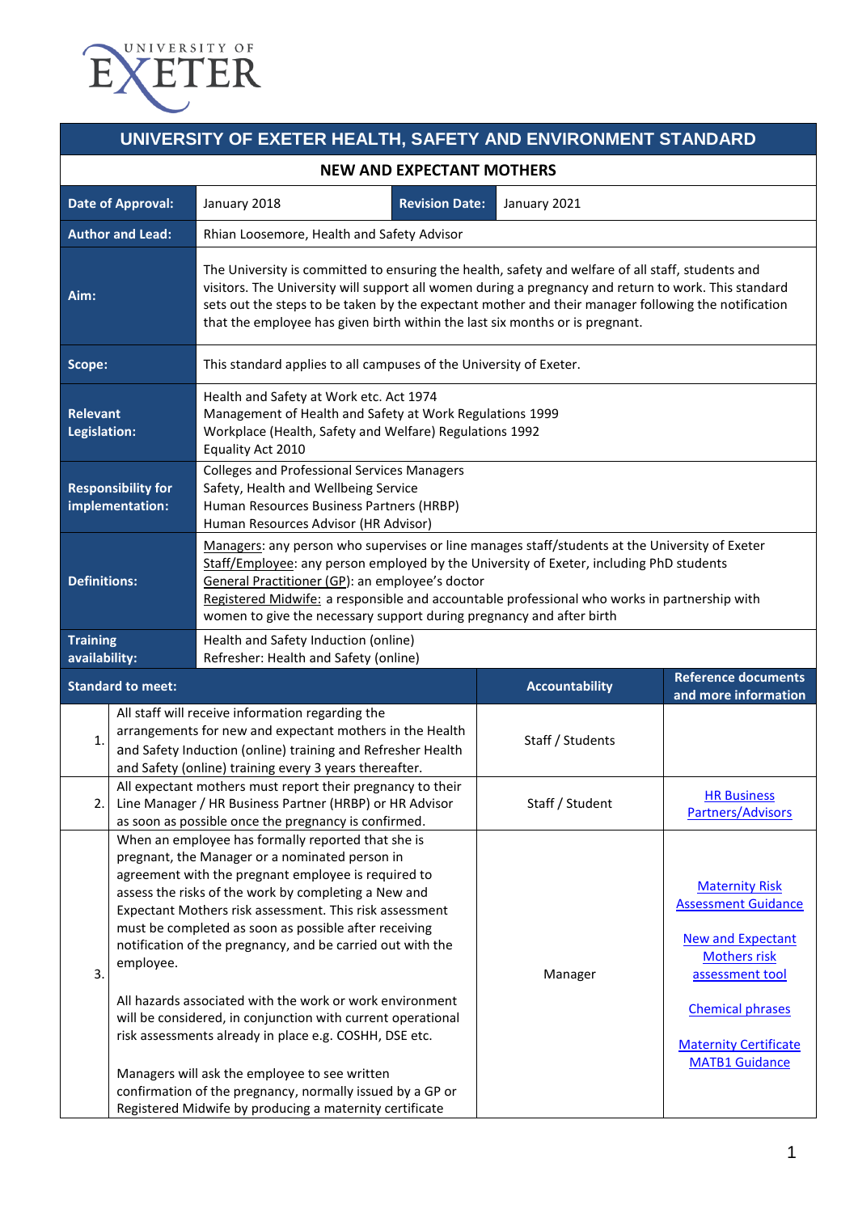# UNIVERSITY OF EXETER HEALTH, SAFETY AND ENVIRONMENT STANDARD

## NEW AND EXPECTANT MOTHERS

| | | | |
|---|---|---|---|
| **Date of Approval:** | January 2018 | **Revision Date:** | January 2021 |
| **Author and Lead:** | Rhian Loosemore, Health and Safety Advisor | | |
| **Aim:** | The University is committed to ensuring the health, safety and welfare of all staff, students and visitors. The University will support all women during a pregnancy and return to work. This standard sets out the steps to be taken by the expectant mother and their manager following the notification that the employee has given birth within the last six months or is pregnant. | | |
| **Scope:** | This standard applies to all campuses of the University of Exeter. | | |
| **Relevant Legislation:** | Health and Safety at Work etc. Act 1974<br>Management of Health and Safety at Work Regulations 1999<br>Workplace (Health, Safety and Welfare) Regulations 1992<br>Equality Act 2010 | | |
| **Responsibility for implementation:** | Colleges and Professional Services Managers<br>Safety, Health and Wellbeing Service<br>Human Resources Business Partners (HRBP)<br>Human Resources Advisor (HR Advisor) | | |
| **Definitions:** | Managers: any person who supervises or line manages staff/students at the University of Exeter<br>Staff/Employee: any person employed by the University of Exeter, including PhD students<br>General Practitioner (GP): an employee's doctor<br>Registered Midwife: a responsible and accountable professional who works in partnership with women to give the necessary support during pregnancy and after birth | | |
| **Training availability:** | Health and Safety Induction (online)<br>Refresher: Health and Safety (online) | | |

| | Standard to meet: | Accountability | Reference documents and more information |
|---|---|---|---|
| 1. | All staff will receive information regarding the arrangements for new and expectant mothers in the Health and Safety Induction (online) training and Refresher Health and Safety (online) training every 3 years thereafter. | Staff / Students | |
| 2. | All expectant mothers must report their pregnancy to their Line Manager / HR Business Partner (HRBP) or HR Advisor as soon as possible once the pregnancy is confirmed. | Staff / Student | HR Business Partners/Advisors |
| 3. | When an employee has formally reported that she is pregnant, the Manager or a nominated person in agreement with the pregnant employee is required to assess the risks of the work by completing a New and Expectant Mothers risk assessment. This risk assessment must be completed as soon as possible after receiving notification of the pregnancy, and be carried out with the employee.<br><br>All hazards associated with the work or work environment will be considered, in conjunction with current operational risk assessments already in place e.g. COSHH, DSE etc.<br><br>Managers will ask the employee to see written confirmation of the pregnancy, normally issued by a GP or Registered Midwife by producing a maternity certificate | Manager | Maternity Risk Assessment Guidance<br><br>New and Expectant Mothers risk assessment tool<br><br>Chemical phrases<br><br>Maternity Certificate MATB1 Guidance |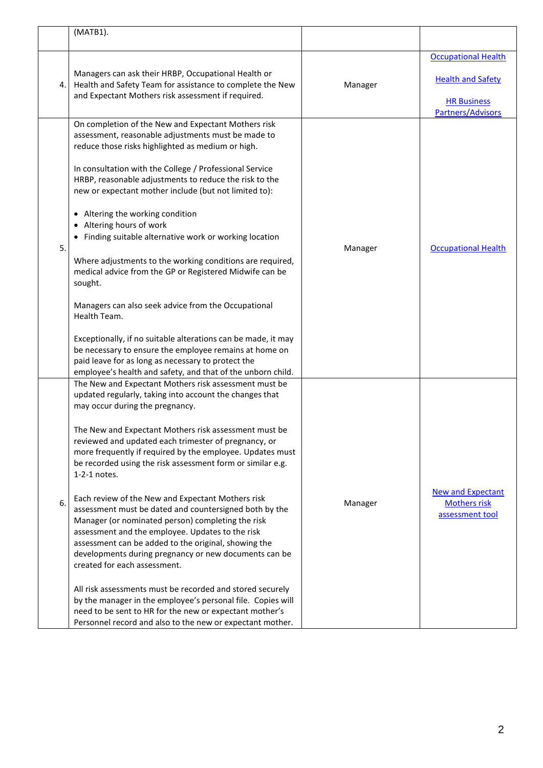| | | | |
|---|---|---|---|
| | (MATB1). | | |
| 4. | Managers can ask their HRBP, Occupational Health or Health and Safety Team for assistance to complete the New and Expectant Mothers risk assessment if required. | Manager | Occupational Health<br><br>Health and Safety<br><br>HR Business Partners/Advisors |
| 5. | On completion of the New and Expectant Mothers risk assessment, reasonable adjustments must be made to reduce those risks highlighted as medium or high.<br><br>In consultation with the College / Professional Service HRBP, reasonable adjustments to reduce the risk to the new or expectant mother include (but not limited to):<br><br>• Altering the working condition<br>• Altering hours of work<br>• Finding suitable alternative work or working location<br><br>Where adjustments to the working conditions are required, medical advice from the GP or Registered Midwife can be sought.<br><br>Managers can also seek advice from the Occupational Health Team.<br><br>Exceptionally, if no suitable alterations can be made, it may be necessary to ensure the employee remains at home on paid leave for as long as necessary to protect the employee's health and safety, and that of the unborn child. | Manager | Occupational Health |
| 6. | The New and Expectant Mothers risk assessment must be updated regularly, taking into account the changes that may occur during the pregnancy.<br><br>The New and Expectant Mothers risk assessment must be reviewed and updated each trimester of pregnancy, or more frequently if required by the employee. Updates must be recorded using the risk assessment form or similar e.g. 1-2-1 notes.<br><br>Each review of the New and Expectant Mothers risk assessment must be dated and countersigned both by the Manager (or nominated person) completing the risk assessment and the employee. Updates to the risk assessment can be added to the original, showing the developments during pregnancy or new documents can be created for each assessment.<br><br>All risk assessments must be recorded and stored securely by the manager in the employee's personal file. Copies will need to be sent to HR for the new or expectant mother's Personnel record and also to the new or expectant mother. | Manager | New and Expectant Mothers risk assessment tool |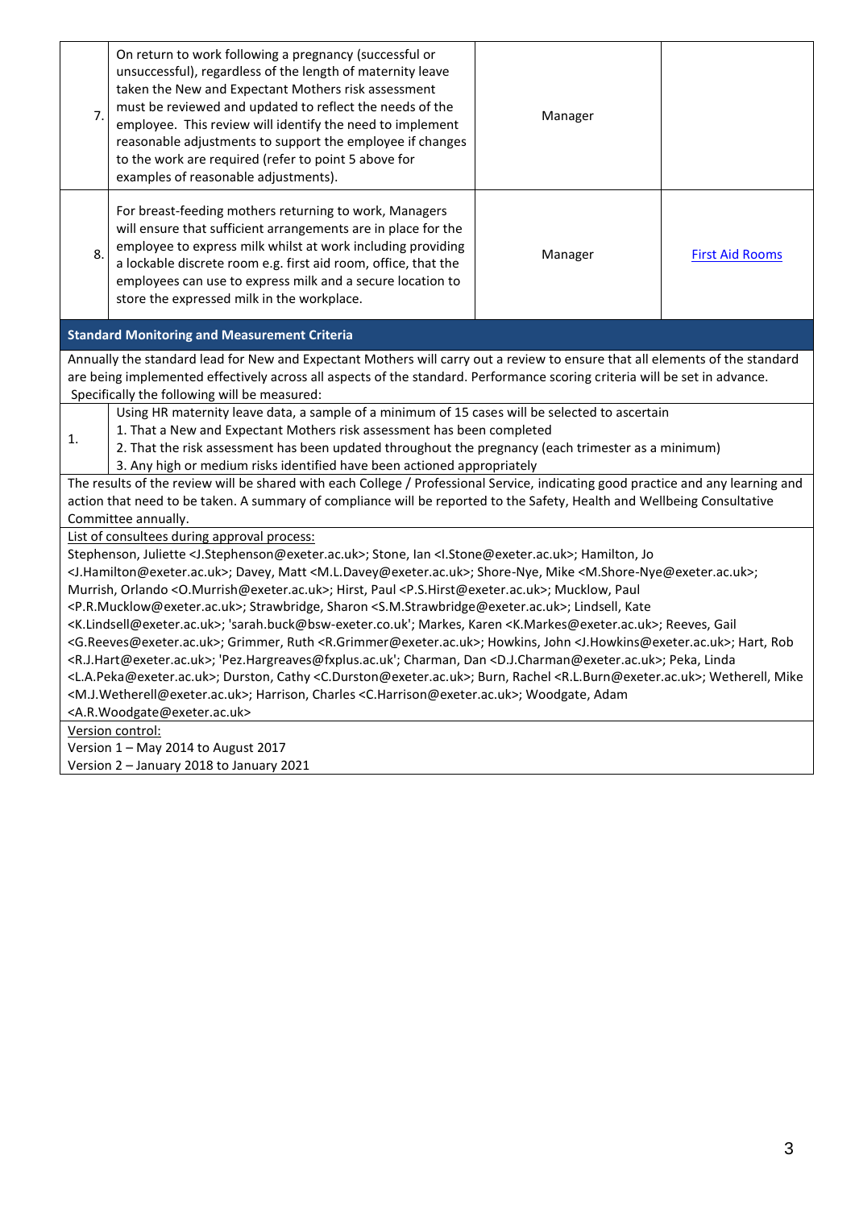| | | | |
|---|---|---|---|
| 7. | On return to work following a pregnancy (successful or unsuccessful), regardless of the length of maternity leave taken the New and Expectant Mothers risk assessment must be reviewed and updated to reflect the needs of the employee. This review will identify the need to implement reasonable adjustments to support the employee if changes to the work are required (refer to point 5 above for examples of reasonable adjustments). | Manager | |
| 8. | For breast-feeding mothers returning to work, Managers will ensure that sufficient arrangements are in place for the employee to express milk whilst at work including providing a lockable discrete room e.g. first aid room, office, that the employees can use to express milk and a secure location to store the expressed milk in the workplace. | Manager | [First Aid Rooms]() |

**Standard Monitoring and Measurement Criteria**

Annually the standard lead for New and Expectant Mothers will carry out a review to ensure that all elements of the standard are being implemented effectively across all aspects of the standard. Performance scoring criteria will be set in advance. Specifically the following will be measured:

| | |
|---|---|
| 1. | Using HR maternity leave data, a sample of a minimum of 15 cases will be selected to ascertain<br>1. That a New and Expectant Mothers risk assessment has been completed<br>2. That the risk assessment has been updated throughout the pregnancy (each trimester as a minimum)<br>3. Any high or medium risks identified have been actioned appropriately |

The results of the review will be shared with each College / Professional Service, indicating good practice and any learning and action that need to be taken. A summary of compliance will be reported to the Safety, Health and Wellbeing Consultative Committee annually.

List of consultees during approval process:

Stephenson, Juliette <J.Stephenson@exeter.ac.uk>; Stone, Ian <I.Stone@exeter.ac.uk>; Hamilton, Jo <J.Hamilton@exeter.ac.uk>; Davey, Matt <M.L.Davey@exeter.ac.uk>; Shore-Nye, Mike <M.Shore-Nye@exeter.ac.uk>; Murrish, Orlando <O.Murrish@exeter.ac.uk>; Hirst, Paul <P.S.Hirst@exeter.ac.uk>; Mucklow, Paul <P.R.Mucklow@exeter.ac.uk>; Strawbridge, Sharon <S.M.Strawbridge@exeter.ac.uk>; Lindsell, Kate <K.Lindsell@exeter.ac.uk>; 'sarah.buck@bsw-exeter.co.uk'; Markes, Karen <K.Markes@exeter.ac.uk>; Reeves, Gail <G.Reeves@exeter.ac.uk>; Grimmer, Ruth <R.Grimmer@exeter.ac.uk>; Howkins, John <J.Howkins@exeter.ac.uk>; Hart, Rob <R.J.Hart@exeter.ac.uk>; 'Pez.Hargreaves@fxplus.ac.uk'; Charman, Dan <D.J.Charman@exeter.ac.uk>; Peka, Linda <L.A.Peka@exeter.ac.uk>; Durston, Cathy <C.Durston@exeter.ac.uk>; Burn, Rachel <R.L.Burn@exeter.ac.uk>; Wetherell, Mike <M.J.Wetherell@exeter.ac.uk>; Harrison, Charles <C.Harrison@exeter.ac.uk>; Woodgate, Adam <A.R.Woodgate@exeter.ac.uk>

Version control:

Version 1 – May 2014 to August 2017

Version 2 – January 2018 to January 2021